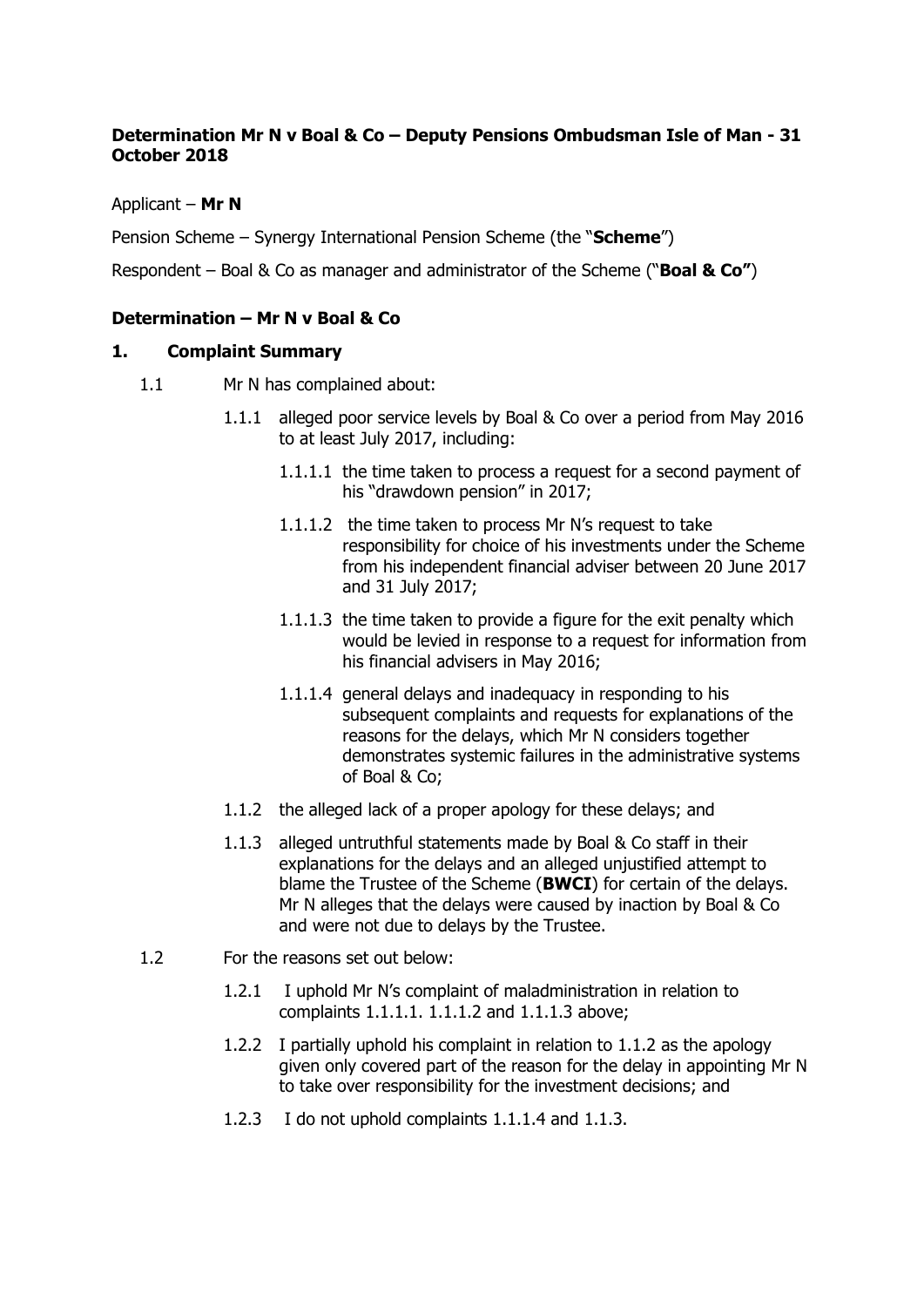**Determination Mr N v Boal & Co – Deputy Pensions Ombudsman Isle of Man - 31 October 2018**

Applicant – **Mr N**

Pension Scheme – Synergy International Pension Scheme (the "**Scheme**")

Respondent – Boal & Co as manager and administrator of the Scheme ("**Boal & Co"**)

**Determination – Mr N v Boal & Co**

**1. Complaint Summary**

1.1 Mr N has complained about:

1.1.1 alleged poor service levels by Boal & Co over a period from May 2016 to at least July 2017, including:

1.1.1.1 the time taken to process a request for a second payment of his "drawdown pension" in 2017;

1.1.1.2 the time taken to process Mr N's request to take responsibility for choice of his investments under the Scheme from his independent financial adviser between 20 June 2017 and 31 July 2017;

1.1.1.3 the time taken to provide a figure for the exit penalty which would be levied in response to a request for information from his financial advisers in May 2016;

1.1.1.4 general delays and inadequacy in responding to his subsequent complaints and requests for explanations of the reasons for the delays, which Mr N considers together demonstrates systemic failures in the administrative systems of Boal & Co;

1.1.2 the alleged lack of a proper apology for these delays; and

1.1.3 alleged untruthful statements made by Boal & Co staff in their explanations for the delays and an alleged unjustified attempt to blame the Trustee of the Scheme (**BWCI**) for certain of the delays. Mr N alleges that the delays were caused by inaction by Boal & Co and were not due to delays by the Trustee.

1.2 For the reasons set out below:

1.2.1 I uphold Mr N's complaint of maladministration in relation to complaints 1.1.1.1. 1.1.1.2 and 1.1.1.3 above;

1.2.2 I partially uphold his complaint in relation to 1.1.2 as the apology given only covered part of the reason for the delay in appointing Mr N to take over responsibility for the investment decisions; and

1.2.3 I do not uphold complaints 1.1.1.4 and 1.1.3.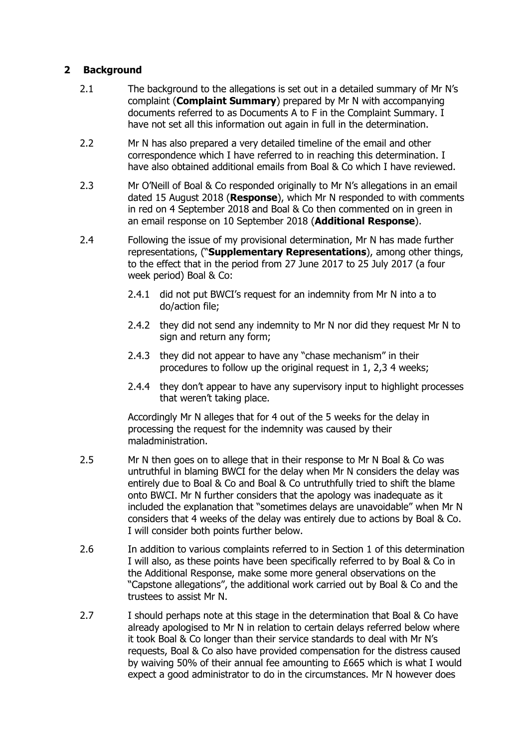## 2 Background

2.1 The background to the allegations is set out in a detailed summary of Mr N's complaint (**Complaint Summary**) prepared by Mr N with accompanying documents referred to as Documents A to F in the Complaint Summary. I have not set all this information out again in full in the determination.

2.2 Mr N has also prepared a very detailed timeline of the email and other correspondence which I have referred to in reaching this determination. I have also obtained additional emails from Boal & Co which I have reviewed.

2.3 Mr O'Neill of Boal & Co responded originally to Mr N's allegations in an email dated 15 August 2018 (**Response**), which Mr N responded to with comments in red on 4 September 2018 and Boal & Co then commented on in green in an email response on 10 September 2018 (**Additional Response**).

2.4 Following the issue of my provisional determination, Mr N has made further representations, ("**Supplementary Representations**), among other things, to the effect that in the period from 27 June 2017 to 25 July 2017 (a four week period) Boal & Co:

2.4.1 did not put BWCI's request for an indemnity from Mr N into a to do/action file;

2.4.2 they did not send any indemnity to Mr N nor did they request Mr N to sign and return any form;

2.4.3 they did not appear to have any "chase mechanism" in their procedures to follow up the original request in 1, 2,3 4 weeks;

2.4.4 they don't appear to have any supervisory input to highlight processes that weren't taking place.

Accordingly Mr N alleges that for 4 out of the 5 weeks for the delay in processing the request for the indemnity was caused by their maladministration.

2.5 Mr N then goes on to allege that in their response to Mr N Boal & Co was untruthful in blaming BWCI for the delay when Mr N considers the delay was entirely due to Boal & Co and Boal & Co untruthfully tried to shift the blame onto BWCI. Mr N further considers that the apology was inadequate as it included the explanation that "sometimes delays are unavoidable" when Mr N considers that 4 weeks of the delay was entirely due to actions by Boal & Co. I will consider both points further below.

2.6 In addition to various complaints referred to in Section 1 of this determination I will also, as these points have been specifically referred to by Boal & Co in the Additional Response, make some more general observations on the "Capstone allegations", the additional work carried out by Boal & Co and the trustees to assist Mr N.

2.7 I should perhaps note at this stage in the determination that Boal & Co have already apologised to Mr N in relation to certain delays referred below where it took Boal & Co longer than their service standards to deal with Mr N's requests, Boal & Co also have provided compensation for the distress caused by waiving 50% of their annual fee amounting to £665 which is what I would expect a good administrator to do in the circumstances. Mr N however does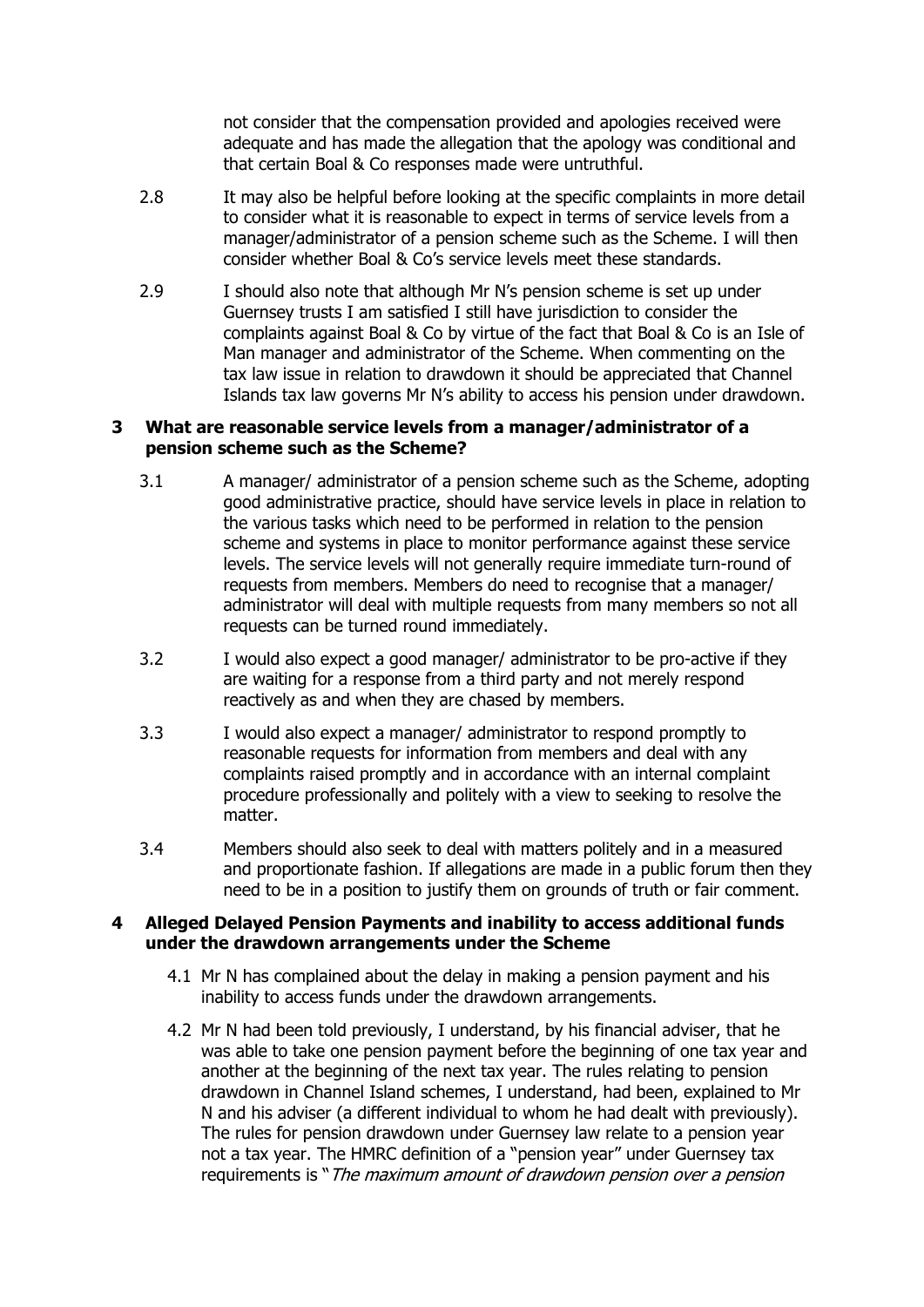not consider that the compensation provided and apologies received were adequate and has made the allegation that the apology was conditional and that certain Boal & Co responses made were untruthful.

2.8 It may also be helpful before looking at the specific complaints in more detail to consider what it is reasonable to expect in terms of service levels from a manager/administrator of a pension scheme such as the Scheme. I will then consider whether Boal & Co's service levels meet these standards.

2.9 I should also note that although Mr N's pension scheme is set up under Guernsey trusts I am satisfied I still have jurisdiction to consider the complaints against Boal & Co by virtue of the fact that Boal & Co is an Isle of Man manager and administrator of the Scheme. When commenting on the tax law issue in relation to drawdown it should be appreciated that Channel Islands tax law governs Mr N's ability to access his pension under drawdown.

## 3 What are reasonable service levels from a manager/administrator of a pension scheme such as the Scheme?

3.1 A manager/ administrator of a pension scheme such as the Scheme, adopting good administrative practice, should have service levels in place in relation to the various tasks which need to be performed in relation to the pension scheme and systems in place to monitor performance against these service levels. The service levels will not generally require immediate turn-round of requests from members. Members do need to recognise that a manager/ administrator will deal with multiple requests from many members so not all requests can be turned round immediately.

3.2 I would also expect a good manager/ administrator to be pro-active if they are waiting for a response from a third party and not merely respond reactively as and when they are chased by members.

3.3 I would also expect a manager/ administrator to respond promptly to reasonable requests for information from members and deal with any complaints raised promptly and in accordance with an internal complaint procedure professionally and politely with a view to seeking to resolve the matter.

3.4 Members should also seek to deal with matters politely and in a measured and proportionate fashion. If allegations are made in a public forum then they need to be in a position to justify them on grounds of truth or fair comment.

## 4 Alleged Delayed Pension Payments and inability to access additional funds under the drawdown arrangements under the Scheme

4.1 Mr N has complained about the delay in making a pension payment and his inability to access funds under the drawdown arrangements.

4.2 Mr N had been told previously, I understand, by his financial adviser, that he was able to take one pension payment before the beginning of one tax year and another at the beginning of the next tax year. The rules relating to pension drawdown in Channel Island schemes, I understand, had been, explained to Mr N and his adviser (a different individual to whom he had dealt with previously). The rules for pension drawdown under Guernsey law relate to a pension year not a tax year. The HMRC definition of a "pension year" under Guernsey tax requirements is "*The maximum amount of drawdown pension over a pension*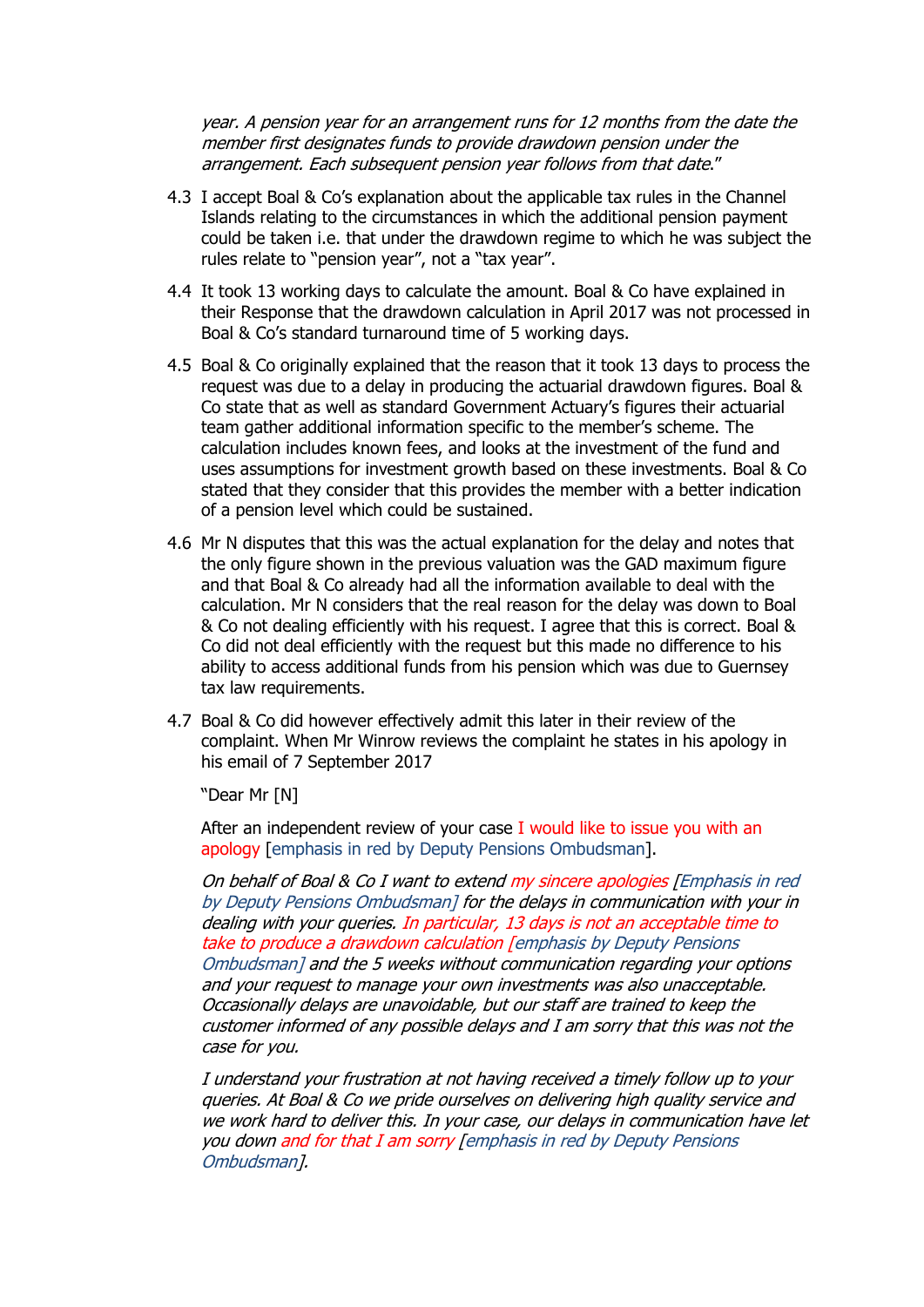*year. A pension year for an arrangement runs for 12 months from the date the member first designates funds to provide drawdown pension under the arrangement. Each subsequent pension year follows from that date.*"

4.3 I accept Boal & Co's explanation about the applicable tax rules in the Channel Islands relating to the circumstances in which the additional pension payment could be taken i.e. that under the drawdown regime to which he was subject the rules relate to "pension year", not a "tax year".

4.4 It took 13 working days to calculate the amount. Boal & Co have explained in their Response that the drawdown calculation in April 2017 was not processed in Boal & Co's standard turnaround time of 5 working days.

4.5 Boal & Co originally explained that the reason that it took 13 days to process the request was due to a delay in producing the actuarial drawdown figures. Boal & Co state that as well as standard Government Actuary's figures their actuarial team gather additional information specific to the member's scheme. The calculation includes known fees, and looks at the investment of the fund and uses assumptions for investment growth based on these investments. Boal & Co stated that they consider that this provides the member with a better indication of a pension level which could be sustained.

4.6 Mr N disputes that this was the actual explanation for the delay and notes that the only figure shown in the previous valuation was the GAD maximum figure and that Boal & Co already had all the information available to deal with the calculation. Mr N considers that the real reason for the delay was down to Boal & Co not dealing efficiently with his request. I agree that this is correct. Boal & Co did not deal efficiently with the request but this made no difference to his ability to access additional funds from his pension which was due to Guernsey tax law requirements.

4.7 Boal & Co did however effectively admit this later in their review of the complaint. When Mr Winrow reviews the complaint he states in his apology in his email of 7 September 2017

"Dear Mr [N]

After an independent review of your case I would like to issue you with an apology [emphasis in red by Deputy Pensions Ombudsman].

*On behalf of Boal & Co I want to extend my sincere apologies [Emphasis in red by Deputy Pensions Ombudsman] for the delays in communication with your in dealing with your queries. In particular, 13 days is not an acceptable time to take to produce a drawdown calculation [emphasis by Deputy Pensions Ombudsman] and the 5 weeks without communication regarding your options and your request to manage your own investments was also unacceptable. Occasionally delays are unavoidable, but our staff are trained to keep the customer informed of any possible delays and I am sorry that this was not the case for you.*

*I understand your frustration at not having received a timely follow up to your queries. At Boal & Co we pride ourselves on delivering high quality service and we work hard to deliver this. In your case, our delays in communication have let you down and for that I am sorry [emphasis in red by Deputy Pensions Ombudsman].*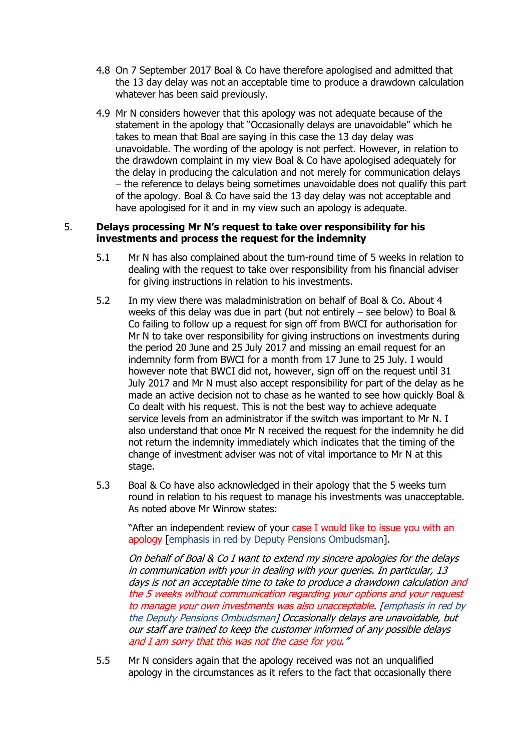4.8 On 7 September 2017 Boal & Co have therefore apologised and admitted that the 13 day delay was not an acceptable time to produce a drawdown calculation whatever has been said previously.

4.9 Mr N considers however that this apology was not adequate because of the statement in the apology that "Occasionally delays are unavoidable" which he takes to mean that Boal are saying in this case the 13 day delay was unavoidable. The wording of the apology is not perfect. However, in relation to the drawdown complaint in my view Boal & Co have apologised adequately for the delay in producing the calculation and not merely for communication delays – the reference to delays being sometimes unavoidable does not qualify this part of the apology. Boal & Co have said the 13 day delay was not acceptable and have apologised for it and in my view such an apology is adequate.

## 5. Delays processing Mr N's request to take over responsibility for his investments and process the request for the indemnity

5.1 Mr N has also complained about the turn-round time of 5 weeks in relation to dealing with the request to take over responsibility from his financial adviser for giving instructions in relation to his investments.

5.2 In my view there was maladministration on behalf of Boal & Co. About 4 weeks of this delay was due in part (but not entirely – see below) to Boal & Co failing to follow up a request for sign off from BWCI for authorisation for Mr N to take over responsibility for giving instructions on investments during the period 20 June and 25 July 2017 and missing an email request for an indemnity form from BWCI for a month from 17 June to 25 July. I would however note that BWCI did not, however, sign off on the request until 31 July 2017 and Mr N must also accept responsibility for part of the delay as he made an active decision not to chase as he wanted to see how quickly Boal & Co dealt with his request. This is not the best way to achieve adequate service levels from an administrator if the switch was important to Mr N. I also understand that once Mr N received the request for the indemnity he did not return the indemnity immediately which indicates that the timing of the change of investment adviser was not of vital importance to Mr N at this stage.

5.3 Boal & Co have also acknowledged in their apology that the 5 weeks turn round in relation to his request to manage his investments was unacceptable. As noted above Mr Winrow states:

> "After an independent review of your case I would like to issue you with an apology [emphasis in red by Deputy Pensions Ombudsman].
>
> *On behalf of Boal & Co I want to extend my sincere apologies for the delays in communication with your in dealing with your queries. In particular, 13 days is not an acceptable time to take to produce a drawdown calculation and the 5 weeks without communication regarding your options and your request to manage your own investments was also unacceptable. [emphasis in red by the Deputy Pensions Ombudsman] Occasionally delays are unavoidable, but our staff are trained to keep the customer informed of any possible delays and I am sorry that this was not the case for you."*

5.5 Mr N considers again that the apology received was not an unqualified apology in the circumstances as it refers to the fact that occasionally there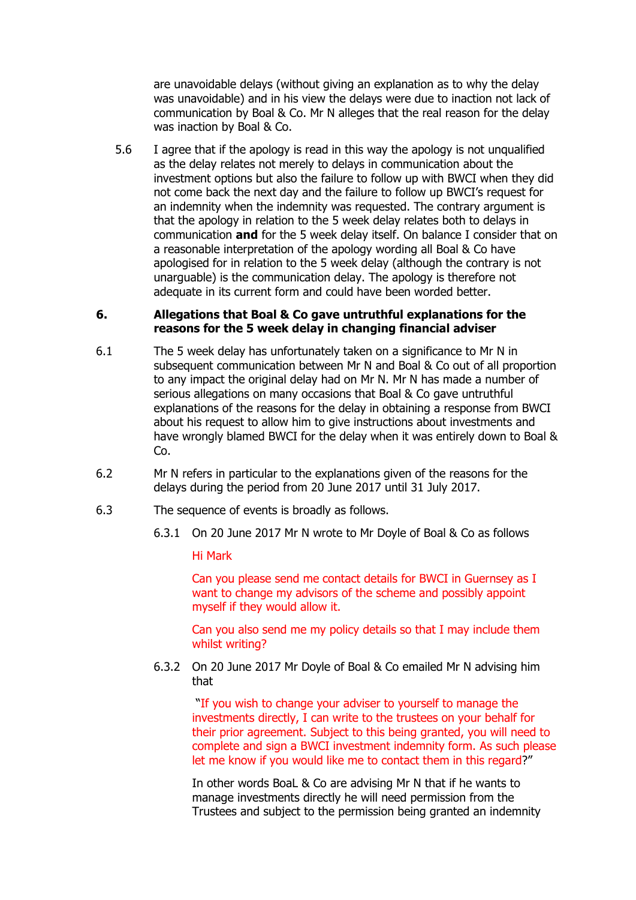are unavoidable delays (without giving an explanation as to why the delay was unavoidable) and in his view the delays were due to inaction not lack of communication by Boal & Co. Mr N alleges that the real reason for the delay was inaction by Boal & Co.

5.6 I agree that if the apology is read in this way the apology is not unqualified as the delay relates not merely to delays in communication about the investment options but also the failure to follow up with BWCI when they did not come back the next day and the failure to follow up BWCI's request for an indemnity when the indemnity was requested. The contrary argument is that the apology in relation to the 5 week delay relates both to delays in communication **and** for the 5 week delay itself. On balance I consider that on a reasonable interpretation of the apology wording all Boal & Co have apologised for in relation to the 5 week delay (although the contrary is not unarguable) is the communication delay. The apology is therefore not adequate in its current form and could have been worded better.

## 6. Allegations that Boal & Co gave untruthful explanations for the reasons for the 5 week delay in changing financial adviser

6.1 The 5 week delay has unfortunately taken on a significance to Mr N in subsequent communication between Mr N and Boal & Co out of all proportion to any impact the original delay had on Mr N. Mr N has made a number of serious allegations on many occasions that Boal & Co gave untruthful explanations of the reasons for the delay in obtaining a response from BWCI about his request to allow him to give instructions about investments and have wrongly blamed BWCI for the delay when it was entirely down to Boal & Co.

6.2 Mr N refers in particular to the explanations given of the reasons for the delays during the period from 20 June 2017 until 31 July 2017.

6.3 The sequence of events is broadly as follows.

6.3.1 On 20 June 2017 Mr N wrote to Mr Doyle of Boal & Co as follows

Hi Mark

Can you please send me contact details for BWCI in Guernsey as I want to change my advisors of the scheme and possibly appoint myself if they would allow it.

Can you also send me my policy details so that I may include them whilst writing?

6.3.2 On 20 June 2017 Mr Doyle of Boal & Co emailed Mr N advising him that

"If you wish to change your adviser to yourself to manage the investments directly, I can write to the trustees on your behalf for their prior agreement. Subject to this being granted, you will need to complete and sign a BWCI investment indemnity form. As such please let me know if you would like me to contact them in this regard?"

In other words BoaL & Co are advising Mr N that if he wants to manage investments directly he will need permission from the Trustees and subject to the permission being granted an indemnity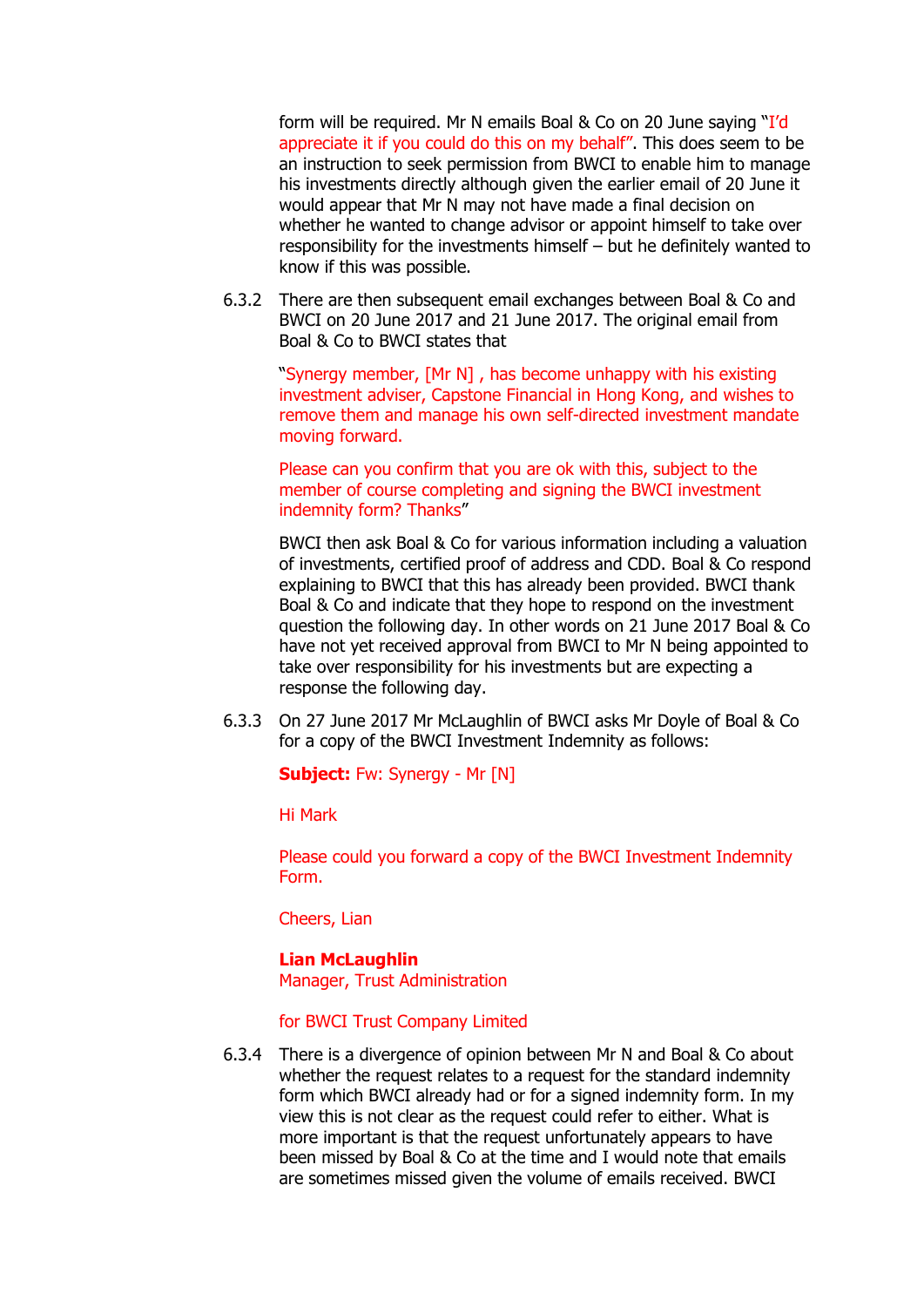form will be required. Mr N emails Boal & Co on 20 June saying "I'd appreciate it if you could do this on my behalf". This does seem to be an instruction to seek permission from BWCI to enable him to manage his investments directly although given the earlier email of 20 June it would appear that Mr N may not have made a final decision on whether he wanted to change advisor or appoint himself to take over responsibility for the investments himself – but he definitely wanted to know if this was possible.

6.3.2 There are then subsequent email exchanges between Boal & Co and BWCI on 20 June 2017 and 21 June 2017. The original email from Boal & Co to BWCI states that

> "Synergy member, [Mr N] , has become unhappy with his existing investment adviser, Capstone Financial in Hong Kong, and wishes to remove them and manage his own self-directed investment mandate moving forward.
>
> Please can you confirm that you are ok with this, subject to the member of course completing and signing the BWCI investment indemnity form? Thanks"

BWCI then ask Boal & Co for various information including a valuation of investments, certified proof of address and CDD. Boal & Co respond explaining to BWCI that this has already been provided. BWCI thank Boal & Co and indicate that they hope to respond on the investment question the following day. In other words on 21 June 2017 Boal & Co have not yet received approval from BWCI to Mr N being appointed to take over responsibility for his investments but are expecting a response the following day.

6.3.3 On 27 June 2017 Mr McLaughlin of BWCI asks Mr Doyle of Boal & Co for a copy of the BWCI Investment Indemnity as follows:

> **Subject:** Fw: Synergy - Mr [N]
>
> Hi Mark
>
> Please could you forward a copy of the BWCI Investment Indemnity Form.
>
> Cheers, Lian
>
> **Lian McLaughlin**
> Manager, Trust Administration
>
> for BWCI Trust Company Limited

6.3.4 There is a divergence of opinion between Mr N and Boal & Co about whether the request relates to a request for the standard indemnity form which BWCI already had or for a signed indemnity form. In my view this is not clear as the request could refer to either. What is more important is that the request unfortunately appears to have been missed by Boal & Co at the time and I would note that emails are sometimes missed given the volume of emails received. BWCI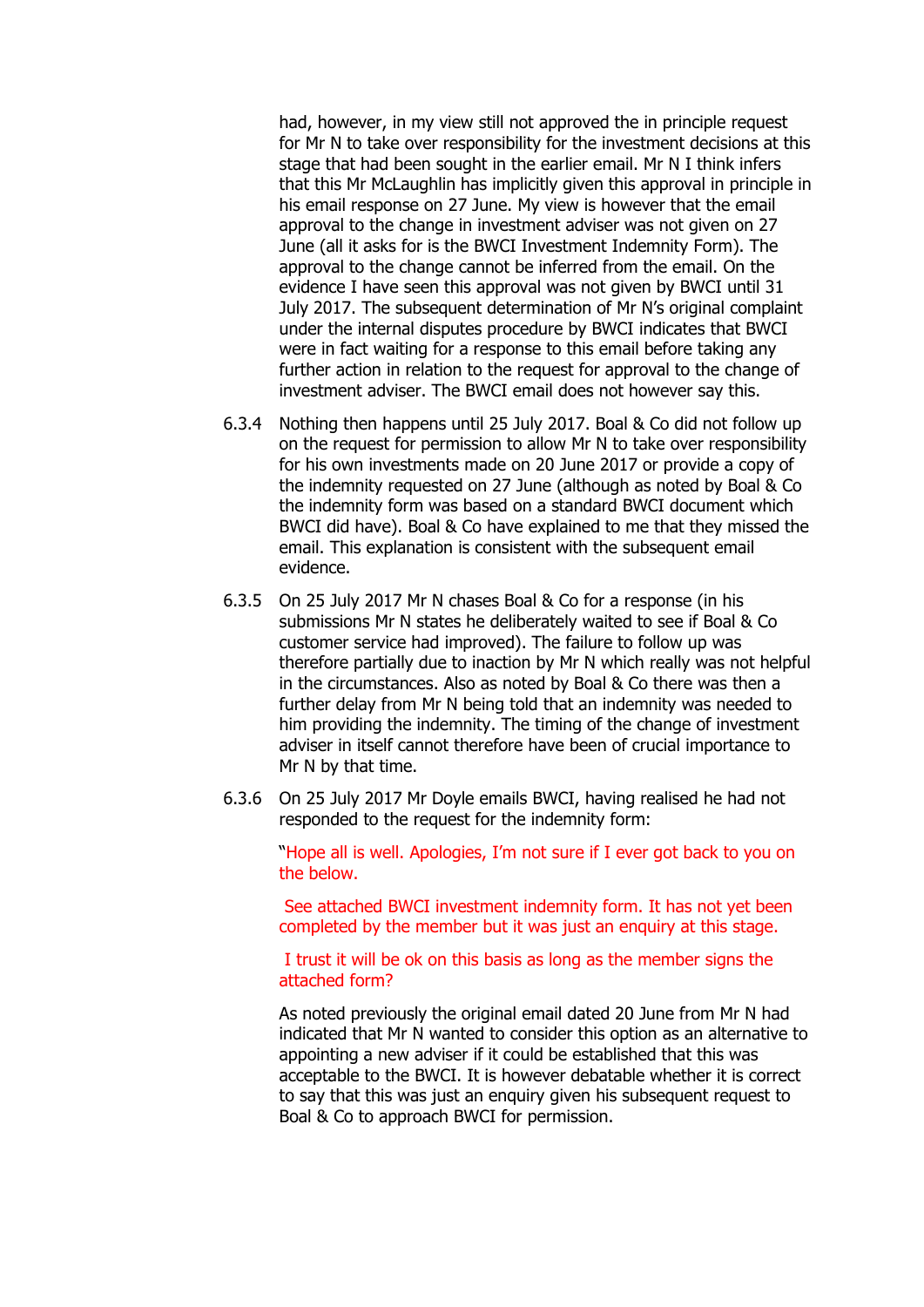had, however, in my view still not approved the in principle request for Mr N to take over responsibility for the investment decisions at this stage that had been sought in the earlier email. Mr N I think infers that this Mr McLaughlin has implicitly given this approval in principle in his email response on 27 June. My view is however that the email approval to the change in investment adviser was not given on 27 June (all it asks for is the BWCI Investment Indemnity Form). The approval to the change cannot be inferred from the email. On the evidence I have seen this approval was not given by BWCI until 31 July 2017. The subsequent determination of Mr N's original complaint under the internal disputes procedure by BWCI indicates that BWCI were in fact waiting for a response to this email before taking any further action in relation to the request for approval to the change of investment adviser. The BWCI email does not however say this.

6.3.4 Nothing then happens until 25 July 2017. Boal & Co did not follow up on the request for permission to allow Mr N to take over responsibility for his own investments made on 20 June 2017 or provide a copy of the indemnity requested on 27 June (although as noted by Boal & Co the indemnity form was based on a standard BWCI document which BWCI did have). Boal & Co have explained to me that they missed the email. This explanation is consistent with the subsequent email evidence.

6.3.5 On 25 July 2017 Mr N chases Boal & Co for a response (in his submissions Mr N states he deliberately waited to see if Boal & Co customer service had improved). The failure to follow up was therefore partially due to inaction by Mr N which really was not helpful in the circumstances. Also as noted by Boal & Co there was then a further delay from Mr N being told that an indemnity was needed to him providing the indemnity. The timing of the change of investment adviser in itself cannot therefore have been of crucial importance to Mr N by that time.

6.3.6 On 25 July 2017 Mr Doyle emails BWCI, having realised he had not responded to the request for the indemnity form:

> "Hope all is well. Apologies, I'm not sure if I ever got back to you on the below.
>
> See attached BWCI investment indemnity form. It has not yet been completed by the member but it was just an enquiry at this stage.
>
> I trust it will be ok on this basis as long as the member signs the attached form?

As noted previously the original email dated 20 June from Mr N had indicated that Mr N wanted to consider this option as an alternative to appointing a new adviser if it could be established that this was acceptable to the BWCI. It is however debatable whether it is correct to say that this was just an enquiry given his subsequent request to Boal & Co to approach BWCI for permission.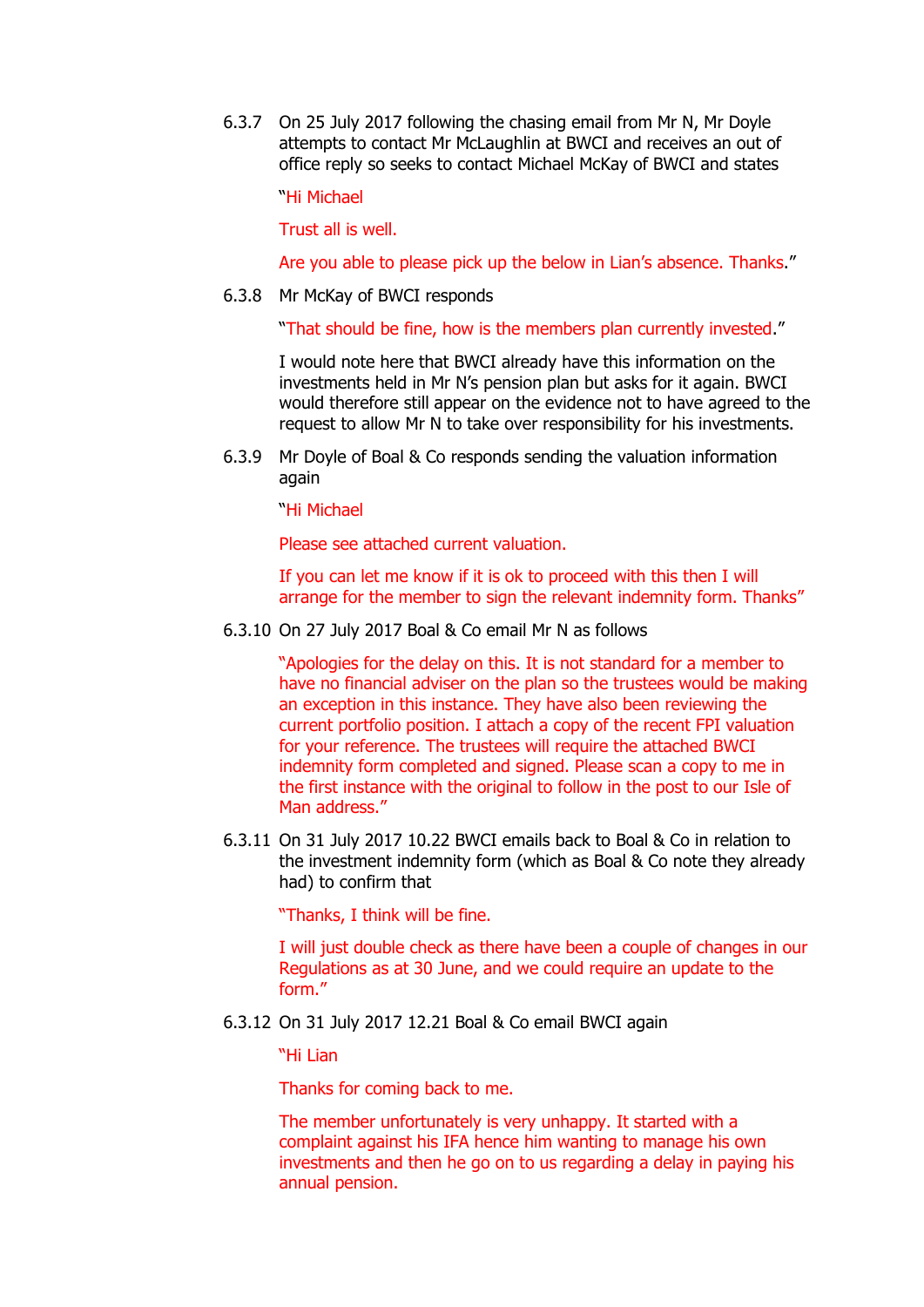6.3.7 On 25 July 2017 following the chasing email from Mr N, Mr Doyle attempts to contact Mr McLaughlin at BWCI and receives an out of office reply so seeks to contact Michael McKay of BWCI and states

"Hi Michael

Trust all is well.

Are you able to please pick up the below in Lian's absence. Thanks."

6.3.8 Mr McKay of BWCI responds

"That should be fine, how is the members plan currently invested."

I would note here that BWCI already have this information on the investments held in Mr N's pension plan but asks for it again. BWCI would therefore still appear on the evidence not to have agreed to the request to allow Mr N to take over responsibility for his investments.

6.3.9 Mr Doyle of Boal & Co responds sending the valuation information again

"Hi Michael

Please see attached current valuation.

If you can let me know if it is ok to proceed with this then I will arrange for the member to sign the relevant indemnity form. Thanks"

6.3.10 On 27 July 2017 Boal & Co email Mr N as follows

"Apologies for the delay on this. It is not standard for a member to have no financial adviser on the plan so the trustees would be making an exception in this instance. They have also been reviewing the current portfolio position. I attach a copy of the recent FPI valuation for your reference. The trustees will require the attached BWCI indemnity form completed and signed. Please scan a copy to me in the first instance with the original to follow in the post to our Isle of Man address."

6.3.11 On 31 July 2017 10.22 BWCI emails back to Boal & Co in relation to the investment indemnity form (which as Boal & Co note they already had) to confirm that

"Thanks, I think will be fine.

I will just double check as there have been a couple of changes in our Regulations as at 30 June, and we could require an update to the form."

6.3.12 On 31 July 2017 12.21 Boal & Co email BWCI again

"Hi Lian

Thanks for coming back to me.

The member unfortunately is very unhappy. It started with a complaint against his IFA hence him wanting to manage his own investments and then he go on to us regarding a delay in paying his annual pension.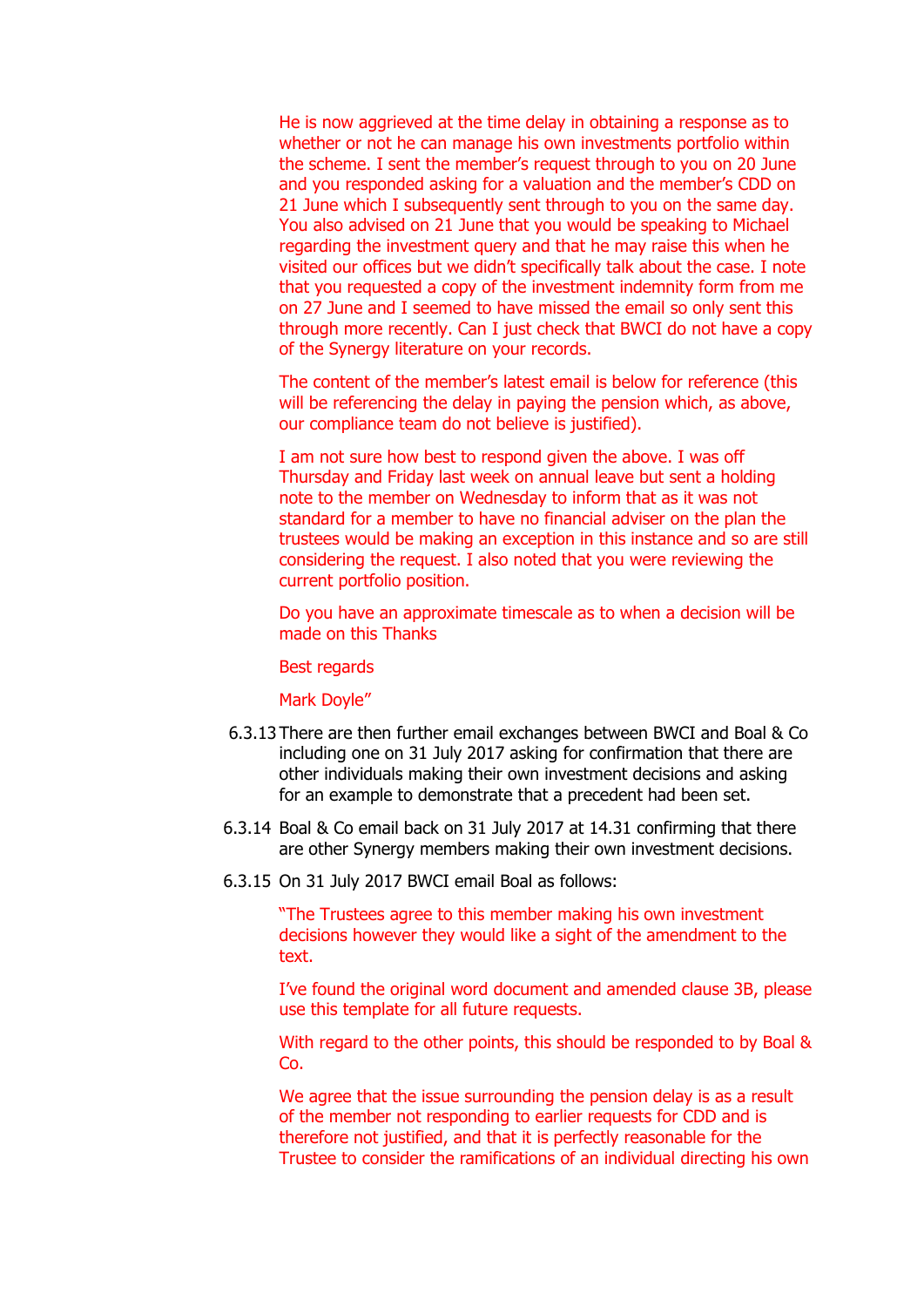He is now aggrieved at the time delay in obtaining a response as to whether or not he can manage his own investments portfolio within the scheme. I sent the member's request through to you on 20 June and you responded asking for a valuation and the member's CDD on 21 June which I subsequently sent through to you on the same day. You also advised on 21 June that you would be speaking to Michael regarding the investment query and that he may raise this when he visited our offices but we didn't specifically talk about the case. I note that you requested a copy of the investment indemnity form from me on 27 June and I seemed to have missed the email so only sent this through more recently. Can I just check that BWCI do not have a copy of the Synergy literature on your records.

> The content of the member's latest email is below for reference (this will be referencing the delay in paying the pension which, as above, our compliance team do not believe is justified).
>
> I am not sure how best to respond given the above. I was off Thursday and Friday last week on annual leave but sent a holding note to the member on Wednesday to inform that as it was not standard for a member to have no financial adviser on the plan the trustees would be making an exception in this instance and so are still considering the request. I also noted that you were reviewing the current portfolio position.
>
> Do you have an approximate timescale as to when a decision will be made on this Thanks
>
> Best regards
>
> Mark Doyle"

6.3.13 There are then further email exchanges between BWCI and Boal & Co including one on 31 July 2017 asking for confirmation that there are other individuals making their own investment decisions and asking for an example to demonstrate that a precedent had been set.

6.3.14 Boal & Co email back on 31 July 2017 at 14.31 confirming that there are other Synergy members making their own investment decisions.

6.3.15 On 31 July 2017 BWCI email Boal as follows:

> "The Trustees agree to this member making his own investment decisions however they would like a sight of the amendment to the text.
>
> I've found the original word document and amended clause 3B, please use this template for all future requests.
>
> With regard to the other points, this should be responded to by Boal & Co.
>
> We agree that the issue surrounding the pension delay is as a result of the member not responding to earlier requests for CDD and is therefore not justified, and that it is perfectly reasonable for the Trustee to consider the ramifications of an individual directing his own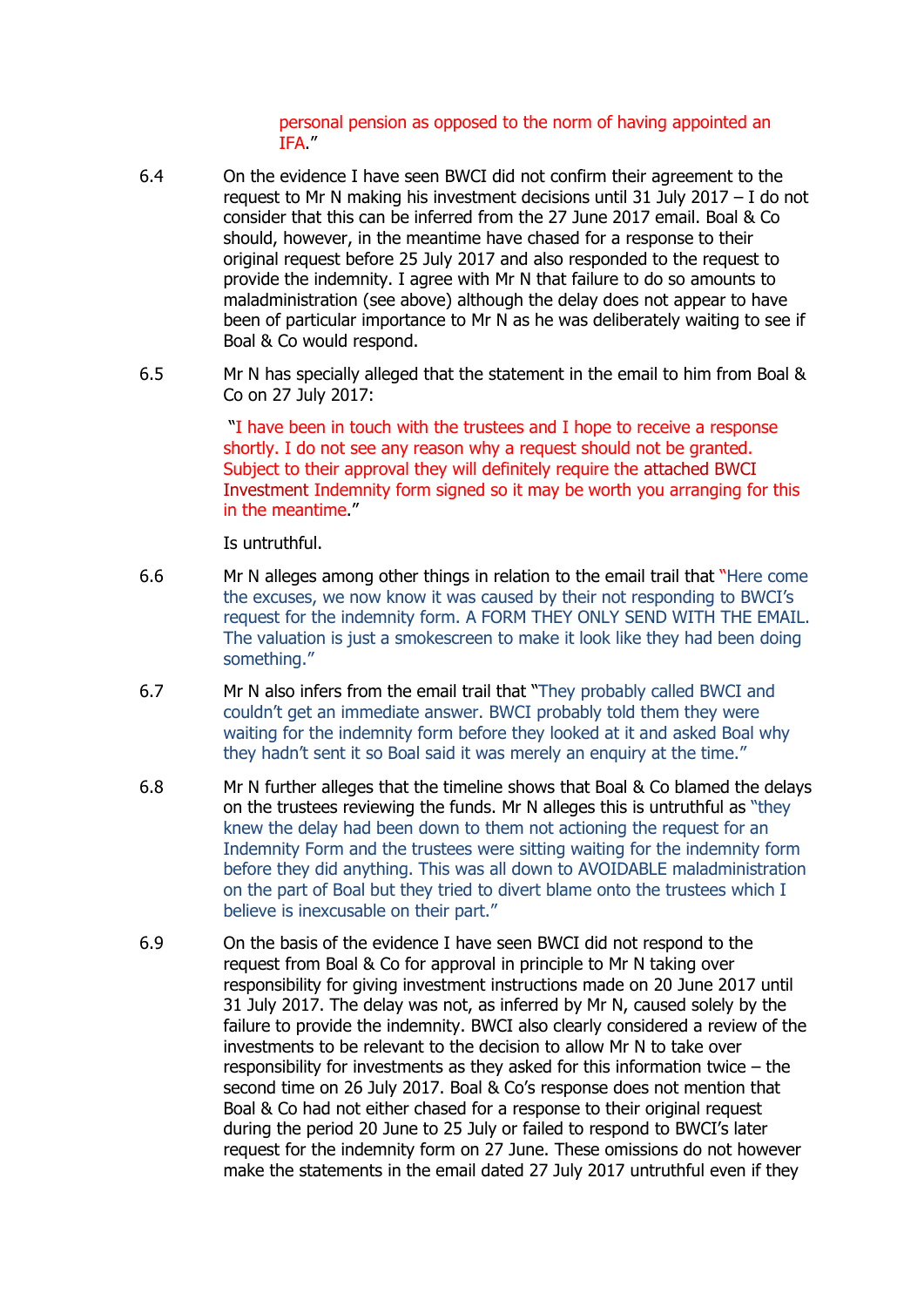personal pension as opposed to the norm of having appointed an IFA."

6.4 On the evidence I have seen BWCI did not confirm their agreement to the request to Mr N making his investment decisions until 31 July 2017 – I do not consider that this can be inferred from the 27 June 2017 email. Boal & Co should, however, in the meantime have chased for a response to their original request before 25 July 2017 and also responded to the request to provide the indemnity. I agree with Mr N that failure to do so amounts to maladministration (see above) although the delay does not appear to have been of particular importance to Mr N as he was deliberately waiting to see if Boal & Co would respond.

6.5 Mr N has specially alleged that the statement in the email to him from Boal & Co on 27 July 2017:

> "I have been in touch with the trustees and I hope to receive a response shortly. I do not see any reason why a request should not be granted. Subject to their approval they will definitely require the attached BWCI Investment Indemnity form signed so it may be worth you arranging for this in the meantime."

Is untruthful.

6.6 Mr N alleges among other things in relation to the email trail that "Here come the excuses, we now know it was caused by their not responding to BWCI's request for the indemnity form. A FORM THEY ONLY SEND WITH THE EMAIL. The valuation is just a smokescreen to make it look like they had been doing something."

6.7 Mr N also infers from the email trail that "They probably called BWCI and couldn't get an immediate answer. BWCI probably told them they were waiting for the indemnity form before they looked at it and asked Boal why they hadn't sent it so Boal said it was merely an enquiry at the time."

6.8 Mr N further alleges that the timeline shows that Boal & Co blamed the delays on the trustees reviewing the funds. Mr N alleges this is untruthful as "they knew the delay had been down to them not actioning the request for an Indemnity Form and the trustees were sitting waiting for the indemnity form before they did anything. This was all down to AVOIDABLE maladministration on the part of Boal but they tried to divert blame onto the trustees which I believe is inexcusable on their part."

6.9 On the basis of the evidence I have seen BWCI did not respond to the request from Boal & Co for approval in principle to Mr N taking over responsibility for giving investment instructions made on 20 June 2017 until 31 July 2017. The delay was not, as inferred by Mr N, caused solely by the failure to provide the indemnity. BWCI also clearly considered a review of the investments to be relevant to the decision to allow Mr N to take over responsibility for investments as they asked for this information twice – the second time on 26 July 2017. Boal & Co's response does not mention that Boal & Co had not either chased for a response to their original request during the period 20 June to 25 July or failed to respond to BWCI's later request for the indemnity form on 27 June. These omissions do not however make the statements in the email dated 27 July 2017 untruthful even if they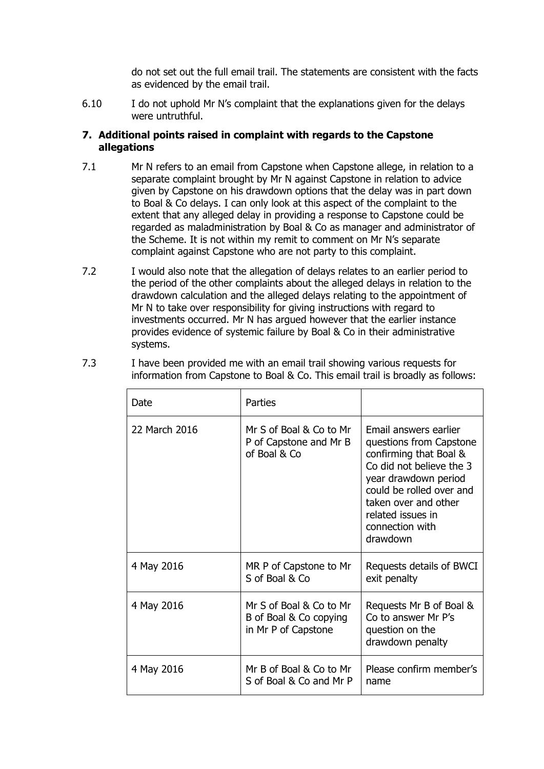do not set out the full email trail. The statements are consistent with the facts as evidenced by the email trail.

6.10 I do not uphold Mr N's complaint that the explanations given for the delays were untruthful.

## 7. Additional points raised in complaint with regards to the Capstone allegations

7.1 Mr N refers to an email from Capstone when Capstone allege, in relation to a separate complaint brought by Mr N against Capstone in relation to advice given by Capstone on his drawdown options that the delay was in part down to Boal & Co delays. I can only look at this aspect of the complaint to the extent that any alleged delay in providing a response to Capstone could be regarded as maladministration by Boal & Co as manager and administrator of the Scheme. It is not within my remit to comment on Mr N's separate complaint against Capstone who are not party to this complaint.

7.2 I would also note that the allegation of delays relates to an earlier period to the period of the other complaints about the alleged delays in relation to the drawdown calculation and the alleged delays relating to the appointment of Mr N to take over responsibility for giving instructions with regard to investments occurred. Mr N has argued however that the earlier instance provides evidence of systemic failure by Boal & Co in their administrative systems.

7.3 I have been provided me with an email trail showing various requests for information from Capstone to Boal & Co. This email trail is broadly as follows:

| Date | Parties | |
|---|---|---|
| 22 March 2016 | Mr S of Boal & Co to Mr P of Capstone and Mr B of Boal & Co | Email answers earlier questions from Capstone confirming that Boal & Co did not believe the 3 year drawdown period could be rolled over and taken over and other related issues in connection with drawdown |
| 4 May 2016 | MR P of Capstone to Mr S of Boal & Co | Requests details of BWCI exit penalty |
| 4 May 2016 | Mr S of Boal & Co to Mr B of Boal & Co copying in Mr P of Capstone | Requests Mr B of Boal & Co to answer Mr P's question on the drawdown penalty |
| 4 May 2016 | Mr B of Boal & Co to Mr S of Boal & Co and Mr P | Please confirm member's name |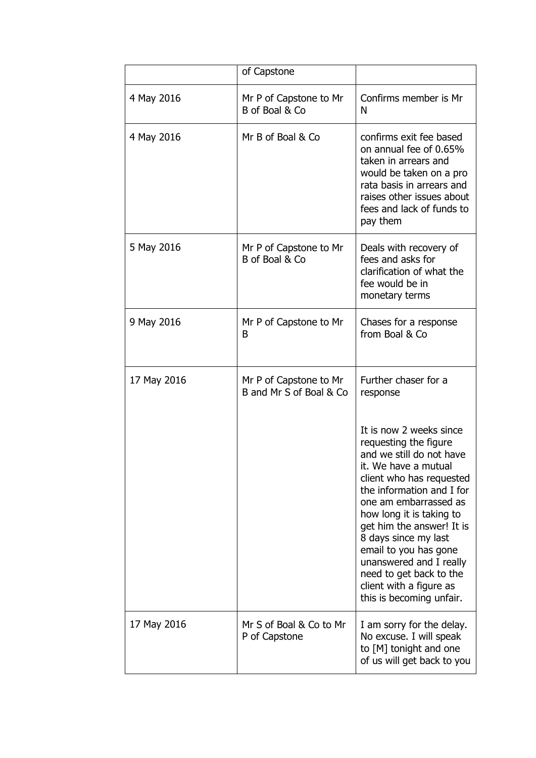| | of Capstone | |
|---|---|---|
| 4 May 2016 | Mr P of Capstone to Mr B of Boal & Co | Confirms member is Mr N |
| 4 May 2016 | Mr B of Boal & Co | confirms exit fee based on annual fee of 0.65% taken in arrears and would be taken on a pro rata basis in arrears and raises other issues about fees and lack of funds to pay them |
| 5 May 2016 | Mr P of Capstone to Mr B of Boal & Co | Deals with recovery of fees and asks for clarification of what the fee would be in monetary terms |
| 9 May 2016 | Mr P of Capstone to Mr B | Chases for a response from Boal & Co |
| 17 May 2016 | Mr P of Capstone to Mr B and Mr S of Boal & Co | Further chaser for a response<br><br>It is now 2 weeks since requesting the figure and we still do not have it. We have a mutual client who has requested the information and I for one am embarrassed as how long it is taking to get him the answer! It is 8 days since my last email to you has gone unanswered and I really need to get back to the client with a figure as this is becoming unfair. |
| 17 May 2016 | Mr S of Boal & Co to Mr P of Capstone | I am sorry for the delay. No excuse. I will speak to [M] tonight and one of us will get back to you |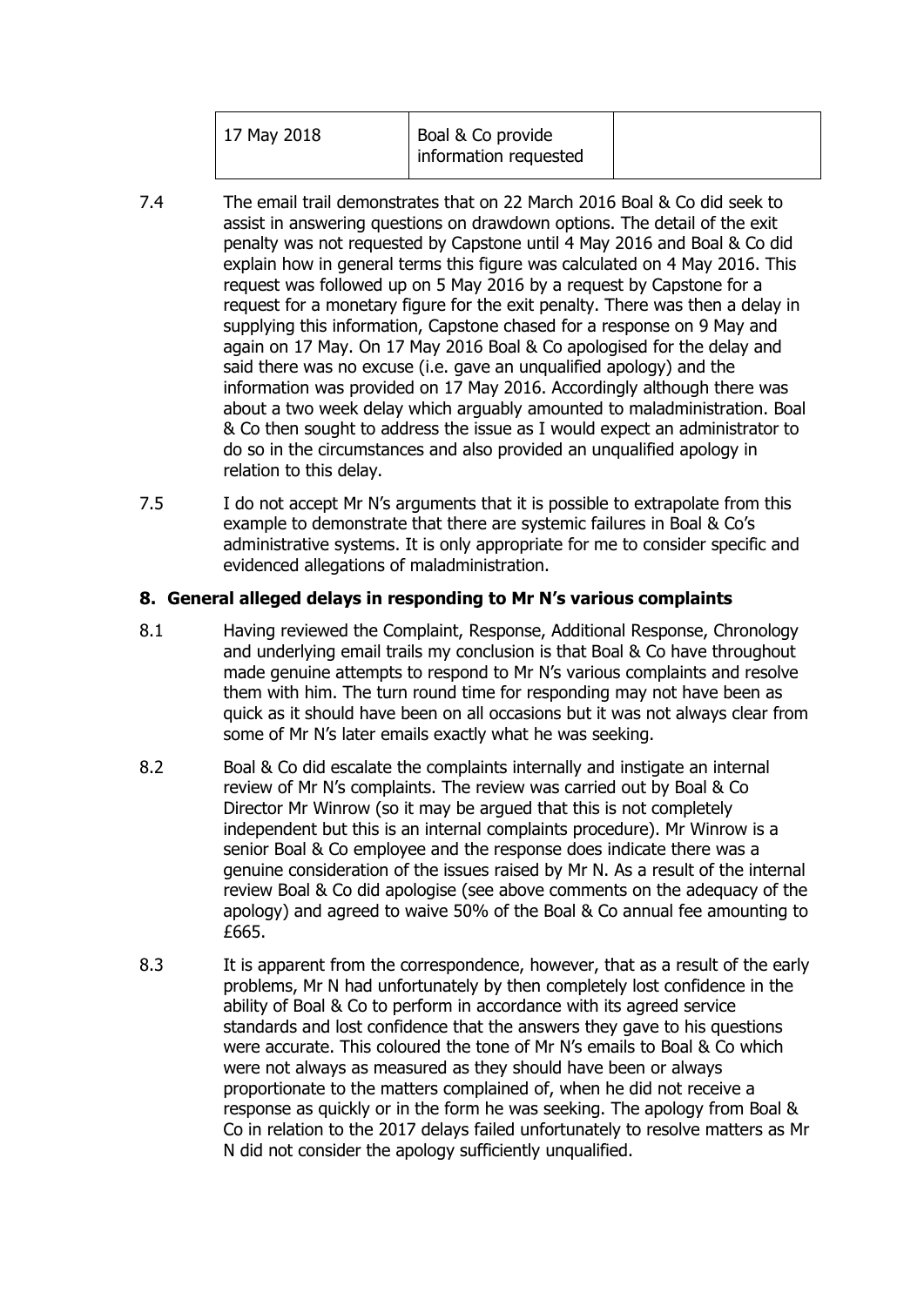| 17 May 2018 | Boal & Co provide information requested | |
|---|---|---|

7.4 The email trail demonstrates that on 22 March 2016 Boal & Co did seek to assist in answering questions on drawdown options. The detail of the exit penalty was not requested by Capstone until 4 May 2016 and Boal & Co did explain how in general terms this figure was calculated on 4 May 2016. This request was followed up on 5 May 2016 by a request by Capstone for a request for a monetary figure for the exit penalty. There was then a delay in supplying this information, Capstone chased for a response on 9 May and again on 17 May. On 17 May 2016 Boal & Co apologised for the delay and said there was no excuse (i.e. gave an unqualified apology) and the information was provided on 17 May 2016. Accordingly although there was about a two week delay which arguably amounted to maladministration. Boal & Co then sought to address the issue as I would expect an administrator to do so in the circumstances and also provided an unqualified apology in relation to this delay.

7.5 I do not accept Mr N's arguments that it is possible to extrapolate from this example to demonstrate that there are systemic failures in Boal & Co's administrative systems. It is only appropriate for me to consider specific and evidenced allegations of maladministration.

## 8. General alleged delays in responding to Mr N's various complaints

8.1 Having reviewed the Complaint, Response, Additional Response, Chronology and underlying email trails my conclusion is that Boal & Co have throughout made genuine attempts to respond to Mr N's various complaints and resolve them with him. The turn round time for responding may not have been as quick as it should have been on all occasions but it was not always clear from some of Mr N's later emails exactly what he was seeking.

8.2 Boal & Co did escalate the complaints internally and instigate an internal review of Mr N's complaints. The review was carried out by Boal & Co Director Mr Winrow (so it may be argued that this is not completely independent but this is an internal complaints procedure). Mr Winrow is a senior Boal & Co employee and the response does indicate there was a genuine consideration of the issues raised by Mr N. As a result of the internal review Boal & Co did apologise (see above comments on the adequacy of the apology) and agreed to waive 50% of the Boal & Co annual fee amounting to £665.

8.3 It is apparent from the correspondence, however, that as a result of the early problems, Mr N had unfortunately by then completely lost confidence in the ability of Boal & Co to perform in accordance with its agreed service standards and lost confidence that the answers they gave to his questions were accurate. This coloured the tone of Mr N's emails to Boal & Co which were not always as measured as they should have been or always proportionate to the matters complained of, when he did not receive a response as quickly or in the form he was seeking. The apology from Boal & Co in relation to the 2017 delays failed unfortunately to resolve matters as Mr N did not consider the apology sufficiently unqualified.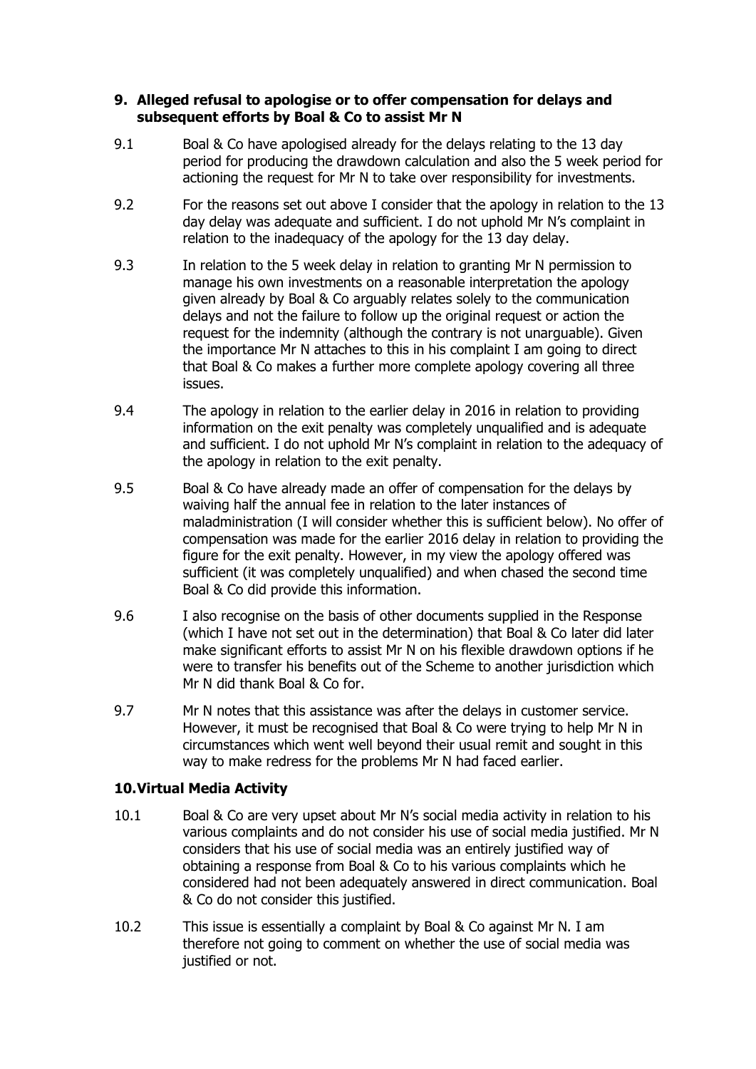## 9. Alleged refusal to apologise or to offer compensation for delays and subsequent efforts by Boal & Co to assist Mr N

9.1 Boal & Co have apologised already for the delays relating to the 13 day period for producing the drawdown calculation and also the 5 week period for actioning the request for Mr N to take over responsibility for investments.

9.2 For the reasons set out above I consider that the apology in relation to the 13 day delay was adequate and sufficient. I do not uphold Mr N's complaint in relation to the inadequacy of the apology for the 13 day delay.

9.3 In relation to the 5 week delay in relation to granting Mr N permission to manage his own investments on a reasonable interpretation the apology given already by Boal & Co arguably relates solely to the communication delays and not the failure to follow up the original request or action the request for the indemnity (although the contrary is not unarguable). Given the importance Mr N attaches to this in his complaint I am going to direct that Boal & Co makes a further more complete apology covering all three issues.

9.4 The apology in relation to the earlier delay in 2016 in relation to providing information on the exit penalty was completely unqualified and is adequate and sufficient. I do not uphold Mr N's complaint in relation to the adequacy of the apology in relation to the exit penalty.

9.5 Boal & Co have already made an offer of compensation for the delays by waiving half the annual fee in relation to the later instances of maladministration (I will consider whether this is sufficient below). No offer of compensation was made for the earlier 2016 delay in relation to providing the figure for the exit penalty. However, in my view the apology offered was sufficient (it was completely unqualified) and when chased the second time Boal & Co did provide this information.

9.6 I also recognise on the basis of other documents supplied in the Response (which I have not set out in the determination) that Boal & Co later did later make significant efforts to assist Mr N on his flexible drawdown options if he were to transfer his benefits out of the Scheme to another jurisdiction which Mr N did thank Boal & Co for.

9.7 Mr N notes that this assistance was after the delays in customer service. However, it must be recognised that Boal & Co were trying to help Mr N in circumstances which went well beyond their usual remit and sought in this way to make redress for the problems Mr N had faced earlier.

## 10. Virtual Media Activity

10.1 Boal & Co are very upset about Mr N's social media activity in relation to his various complaints and do not consider his use of social media justified. Mr N considers that his use of social media was an entirely justified way of obtaining a response from Boal & Co to his various complaints which he considered had not been adequately answered in direct communication. Boal & Co do not consider this justified.

10.2 This issue is essentially a complaint by Boal & Co against Mr N. I am therefore not going to comment on whether the use of social media was justified or not.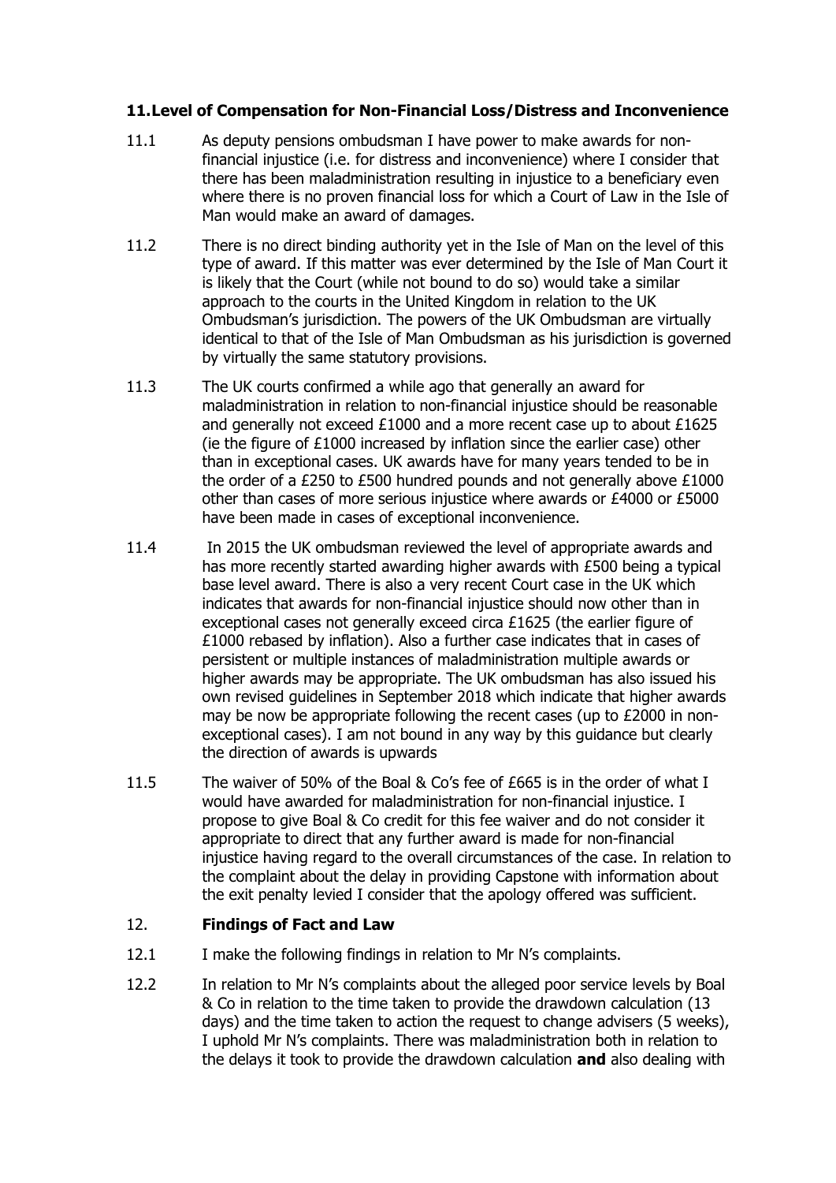## 11. Level of Compensation for Non-Financial Loss/Distress and Inconvenience

11.1 As deputy pensions ombudsman I have power to make awards for non-financial injustice (i.e. for distress and inconvenience) where I consider that there has been maladministration resulting in injustice to a beneficiary even where there is no proven financial loss for which a Court of Law in the Isle of Man would make an award of damages.

11.2 There is no direct binding authority yet in the Isle of Man on the level of this type of award. If this matter was ever determined by the Isle of Man Court it is likely that the Court (while not bound to do so) would take a similar approach to the courts in the United Kingdom in relation to the UK Ombudsman's jurisdiction. The powers of the UK Ombudsman are virtually identical to that of the Isle of Man Ombudsman as his jurisdiction is governed by virtually the same statutory provisions.

11.3 The UK courts confirmed a while ago that generally an award for maladministration in relation to non-financial injustice should be reasonable and generally not exceed £1000 and a more recent case up to about £1625 (ie the figure of £1000 increased by inflation since the earlier case) other than in exceptional cases. UK awards have for many years tended to be in the order of a £250 to £500 hundred pounds and not generally above £1000 other than cases of more serious injustice where awards or £4000 or £5000 have been made in cases of exceptional inconvenience.

11.4 In 2015 the UK ombudsman reviewed the level of appropriate awards and has more recently started awarding higher awards with £500 being a typical base level award. There is also a very recent Court case in the UK which indicates that awards for non-financial injustice should now other than in exceptional cases not generally exceed circa £1625 (the earlier figure of £1000 rebased by inflation). Also a further case indicates that in cases of persistent or multiple instances of maladministration multiple awards or higher awards may be appropriate. The UK ombudsman has also issued his own revised guidelines in September 2018 which indicate that higher awards may be now be appropriate following the recent cases (up to £2000 in non-exceptional cases). I am not bound in any way by this guidance but clearly the direction of awards is upwards

11.5 The waiver of 50% of the Boal & Co's fee of £665 is in the order of what I would have awarded for maladministration for non-financial injustice. I propose to give Boal & Co credit for this fee waiver and do not consider it appropriate to direct that any further award is made for non-financial injustice having regard to the overall circumstances of the case. In relation to the complaint about the delay in providing Capstone with information about the exit penalty levied I consider that the apology offered was sufficient.

## 12. Findings of Fact and Law

12.1 I make the following findings in relation to Mr N's complaints.

12.2 In relation to Mr N's complaints about the alleged poor service levels by Boal & Co in relation to the time taken to provide the drawdown calculation (13 days) and the time taken to action the request to change advisers (5 weeks), I uphold Mr N's complaints. There was maladministration both in relation to the delays it took to provide the drawdown calculation **and** also dealing with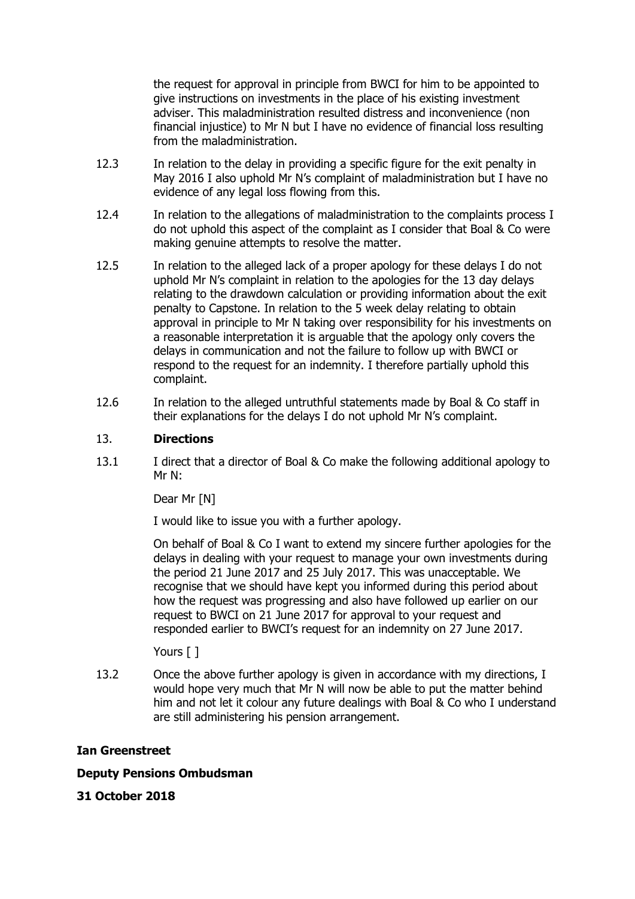the request for approval in principle from BWCI for him to be appointed to give instructions on investments in the place of his existing investment adviser. This maladministration resulted distress and inconvenience (non financial injustice) to Mr N but I have no evidence of financial loss resulting from the maladministration.

12.3 In relation to the delay in providing a specific figure for the exit penalty in May 2016 I also uphold Mr N's complaint of maladministration but I have no evidence of any legal loss flowing from this.

12.4 In relation to the allegations of maladministration to the complaints process I do not uphold this aspect of the complaint as I consider that Boal & Co were making genuine attempts to resolve the matter.

12.5 In relation to the alleged lack of a proper apology for these delays I do not uphold Mr N's complaint in relation to the apologies for the 13 day delays relating to the drawdown calculation or providing information about the exit penalty to Capstone. In relation to the 5 week delay relating to obtain approval in principle to Mr N taking over responsibility for his investments on a reasonable interpretation it is arguable that the apology only covers the delays in communication and not the failure to follow up with BWCI or respond to the request for an indemnity. I therefore partially uphold this complaint.

12.6 In relation to the alleged untruthful statements made by Boal & Co staff in their explanations for the delays I do not uphold Mr N's complaint.

## 13. **Directions**

13.1 I direct that a director of Boal & Co make the following additional apology to Mr N:

Dear Mr [N]

I would like to issue you with a further apology.

On behalf of Boal & Co I want to extend my sincere further apologies for the delays in dealing with your request to manage your own investments during the period 21 June 2017 and 25 July 2017. This was unacceptable. We recognise that we should have kept you informed during this period about how the request was progressing and also have followed up earlier on our request to BWCI on 21 June 2017 for approval to your request and responded earlier to BWCI's request for an indemnity on 27 June 2017.

Yours [ ]

13.2 Once the above further apology is given in accordance with my directions, I would hope very much that Mr N will now be able to put the matter behind him and not let it colour any future dealings with Boal & Co who I understand are still administering his pension arrangement.

**Ian Greenstreet**

**Deputy Pensions Ombudsman**

**31 October 2018**